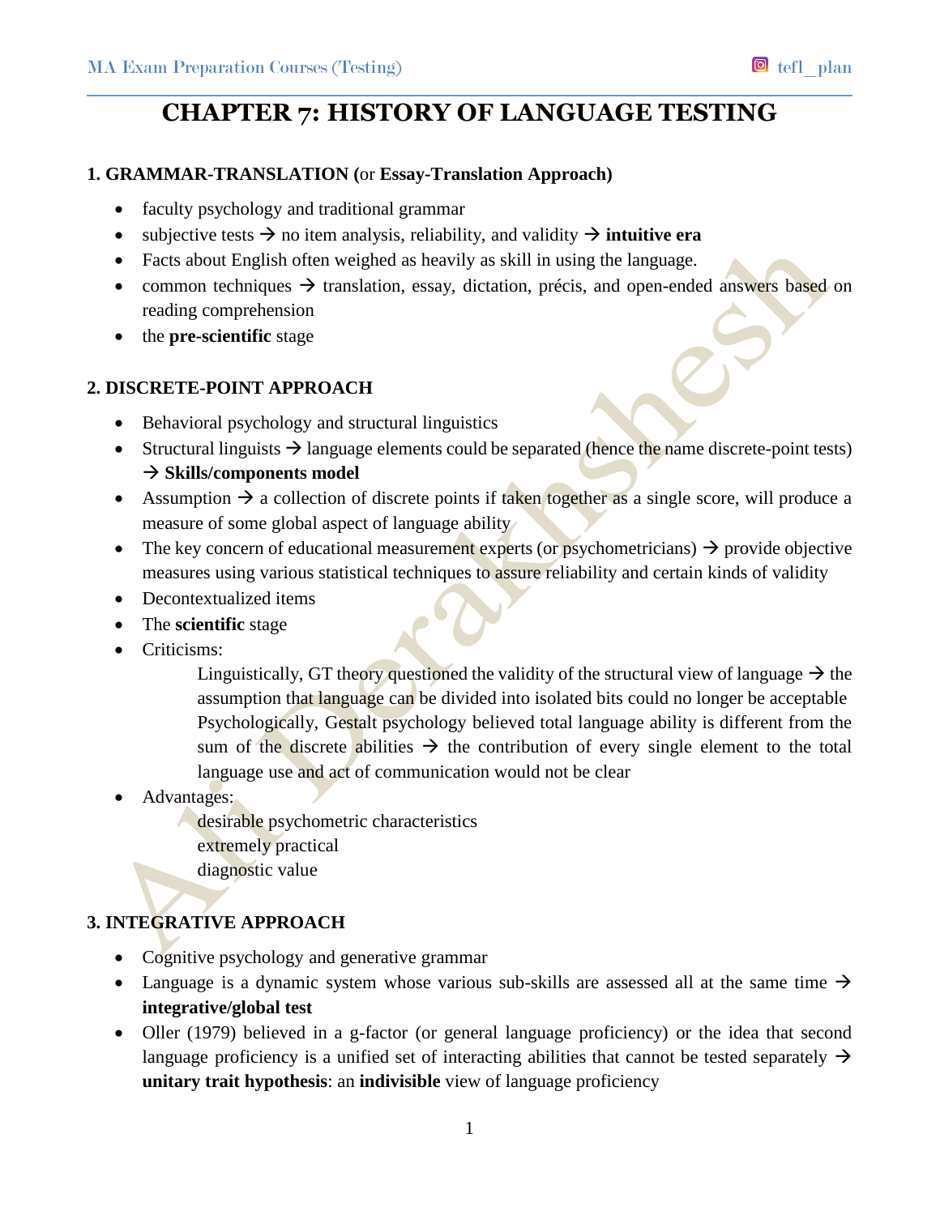# CHAPTER 7: HISTORY OF LANGUAGE TESTING

## 1. GRAMMAR-TRANSLATION (or Essay-Translation Approach)

- faculty psychology and traditional grammar
- subjective tests → no item analysis, reliability, and validity → **intuitive era**
- Facts about English often weighed as heavily as skill in using the language.
- common techniques → translation, essay, dictation, précis, and open-ended answers based on reading comprehension
- the **pre-scientific** stage

## 2. DISCRETE-POINT APPROACH

- Behavioral psychology and structural linguistics
- Structural linguists → language elements could be separated (hence the name discrete-point tests) → **Skills/components model**
- Assumption → a collection of discrete points if taken together as a single score, will produce a measure of some global aspect of language ability
- The key concern of educational measurement experts (or psychometricians) → provide objective measures using various statistical techniques to assure reliability and certain kinds of validity
- Decontextualized items
- The **scientific** stage
- Criticisms:

  Linguistically, GT theory questioned the validity of the structural view of language → the assumption that language can be divided into isolated bits could no longer be acceptable

  Psychologically, Gestalt psychology believed total language ability is different from the sum of the discrete abilities → the contribution of every single element to the total language use and act of communication would not be clear

- Advantages:

  desirable psychometric characteristics

  extremely practical

  diagnostic value

## 3. INTEGRATIVE APPROACH

- Cognitive psychology and generative grammar
- Language is a dynamic system whose various sub-skills are assessed all at the same time → **integrative/global test**
- Oller (1979) believed in a g-factor (or general language proficiency) or the idea that second language proficiency is a unified set of interacting abilities that cannot be tested separately → **unitary trait hypothesis**: an **indivisible** view of language proficiency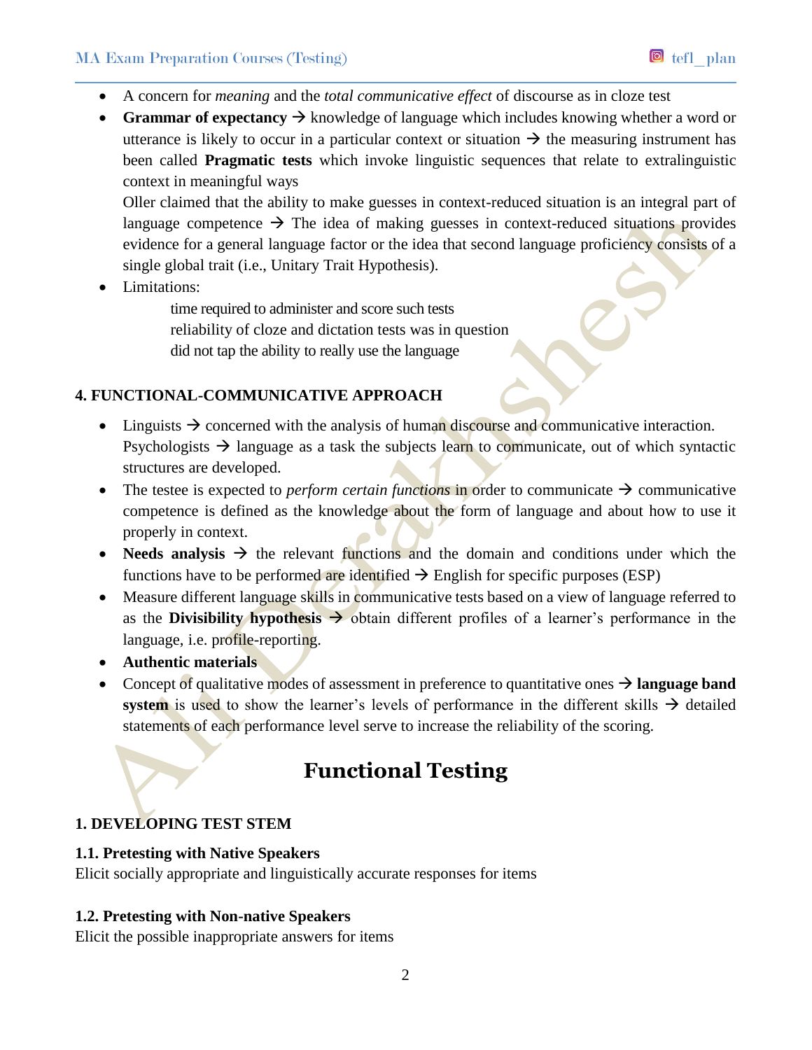- A concern for *meaning* and the *total communicative effect* of discourse as in cloze test
- **Grammar of expectancy** → knowledge of language which includes knowing whether a word or utterance is likely to occur in a particular context or situation → the measuring instrument has been called **Pragmatic tests** which invoke linguistic sequences that relate to extralinguistic context in meaningful ways

  Oller claimed that the ability to make guesses in context-reduced situation is an integral part of language competence → The idea of making guesses in context-reduced situations provides evidence for a general language factor or the idea that second language proficiency consists of a single global trait (i.e., Unitary Trait Hypothesis).
- Limitations:

  time required to administer and score such tests
  reliability of cloze and dictation tests was in question
  did not tap the ability to really use the language

### 4. FUNCTIONAL-COMMUNICATIVE APPROACH

- Linguists → concerned with the analysis of human discourse and communicative interaction.
  Psychologists → language as a task the subjects learn to communicate, out of which syntactic structures are developed.
- The testee is expected to *perform certain functions* in order to communicate → communicative competence is defined as the knowledge about the form of language and about how to use it properly in context.
- **Needs analysis** → the relevant functions and the domain and conditions under which the functions have to be performed are identified → English for specific purposes (ESP)
- Measure different language skills in communicative tests based on a view of language referred to as the **Divisibility hypothesis** → obtain different profiles of a learner's performance in the language, i.e. profile-reporting.
- **Authentic materials**
- Concept of qualitative modes of assessment in preference to quantitative ones → **language band system** is used to show the learner's levels of performance in the different skills → detailed statements of each performance level serve to increase the reliability of the scoring.

## Functional Testing

### 1. DEVELOPING TEST STEM

#### 1.1. Pretesting with Native Speakers

Elicit socially appropriate and linguistically accurate responses for items

#### 1.2. Pretesting with Non-native Speakers

Elicit the possible inappropriate answers for items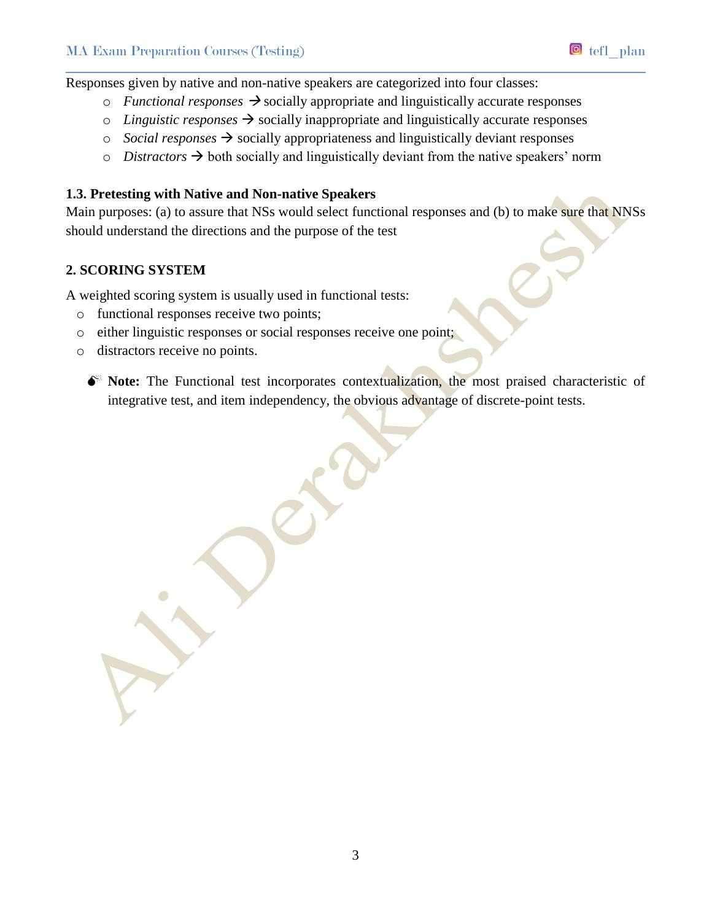Responses given by native and non-native speakers are categorized into four classes:

- *Functional responses* → socially appropriate and linguistically accurate responses
- *Linguistic responses* → socially inappropriate and linguistically accurate responses
- *Social responses* → socially appropriateness and linguistically deviant responses
- *Distractors* → both socially and linguistically deviant from the native speakers' norm

### 1.3. Pretesting with Native and Non-native Speakers

Main purposes: (a) to assure that NSs would select functional responses and (b) to make sure that NNSs should understand the directions and the purpose of the test

## 2. SCORING SYSTEM

A weighted scoring system is usually used in functional tests:

- functional responses receive two points;
- either linguistic responses or social responses receive one point;
- distractors receive no points.

**Note:** The Functional test incorporates contextualization, the most praised characteristic of integrative test, and item independency, the obvious advantage of discrete-point tests.